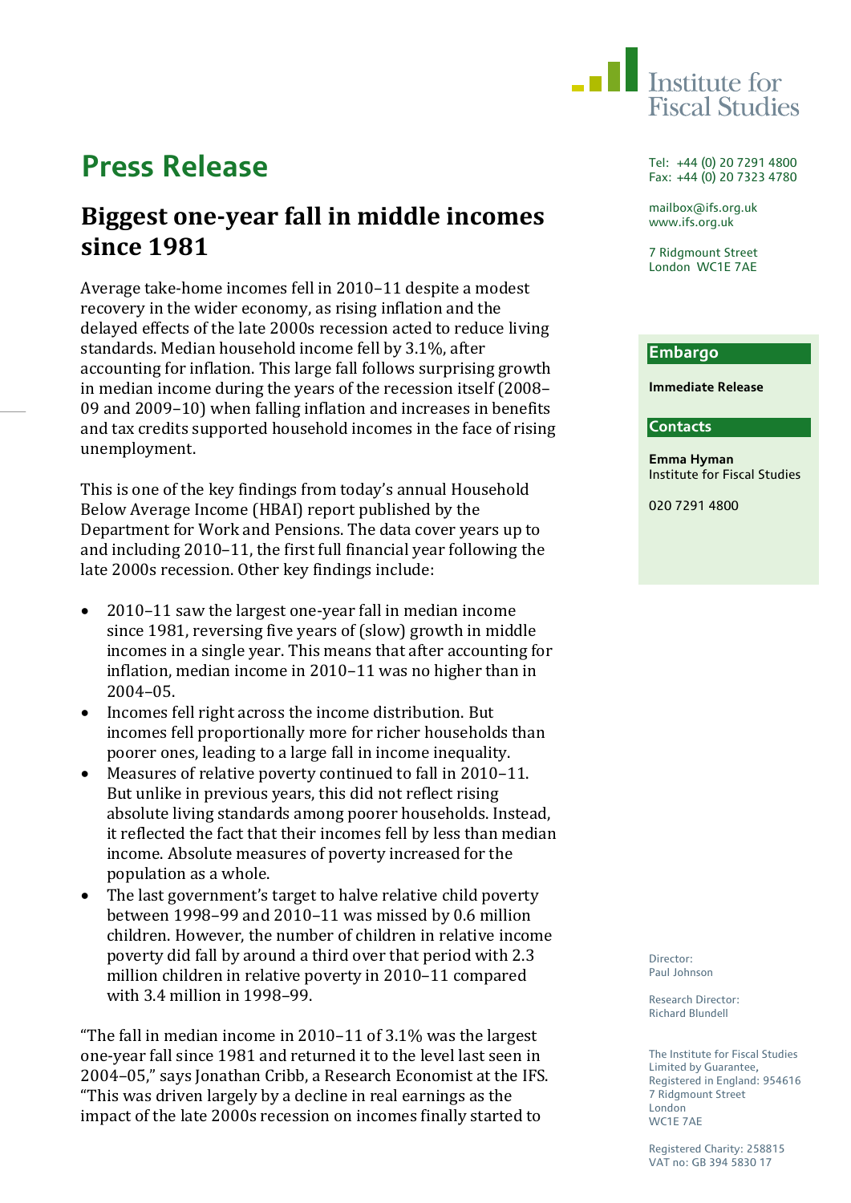Institute for Fiscal Studies

# Press Release

## Biggest one-year fall in middle incomes since 1981

Average take-home incomes fell in 2010–11 despite a modest recovery in the wider economy, as rising inflation and the delayed effects of the late 2000s recession acted to reduce living standards. Median household income fell by 3.1%, after accounting for inflation. This large fall follows surprising growth in median income during the years of the recession itself (2008–09 and 2009–10) when falling inflation and increases in benefits and tax credits supported household incomes in the face of rising unemployment.

This is one of the key findings from today's annual Household Below Average Income (HBAI) report published by the Department for Work and Pensions. The data cover years up to and including 2010–11, the first full financial year following the late 2000s recession. Other key findings include:

- 2010–11 saw the largest one-year fall in median income since 1981, reversing five years of (slow) growth in middle incomes in a single year. This means that after accounting for inflation, median income in 2010–11 was no higher than in 2004–05.
- Incomes fell right across the income distribution. But incomes fell proportionally more for richer households than poorer ones, leading to a large fall in income inequality.
- Measures of relative poverty continued to fall in 2010–11. But unlike in previous years, this did not reflect rising absolute living standards among poorer households. Instead, it reflected the fact that their incomes fell by less than median income. Absolute measures of poverty increased for the population as a whole.
- The last government's target to halve relative child poverty between 1998–99 and 2010–11 was missed by 0.6 million children. However, the number of children in relative income poverty did fall by around a third over that period with 2.3 million children in relative poverty in 2010–11 compared with 3.4 million in 1998–99.

"The fall in median income in 2010–11 of 3.1% was the largest one-year fall since 1981 and returned it to the level last seen in 2004–05," says Jonathan Cribb, a Research Economist at the IFS. "This was driven largely by a decline in real earnings as the impact of the late 2000s recession on incomes finally started to

Tel: +44 (0) 20 7291 4800
Fax: +44 (0) 20 7323 4780

mailbox@ifs.org.uk
www.ifs.org.uk

7 Ridgmount Street
London WC1E 7AE

**Embargo**

**Immediate Release**

**Contacts**

**Emma Hyman**
Institute for Fiscal Studies

020 7291 4800

Director:
Paul Johnson

Research Director:
Richard Blundell

The Institute for Fiscal Studies
Limited by Guarantee,
Registered in England: 954616
7 Ridgmount Street
London
WC1E 7AE

Registered Charity: 258815
VAT no: GB 394 5830 17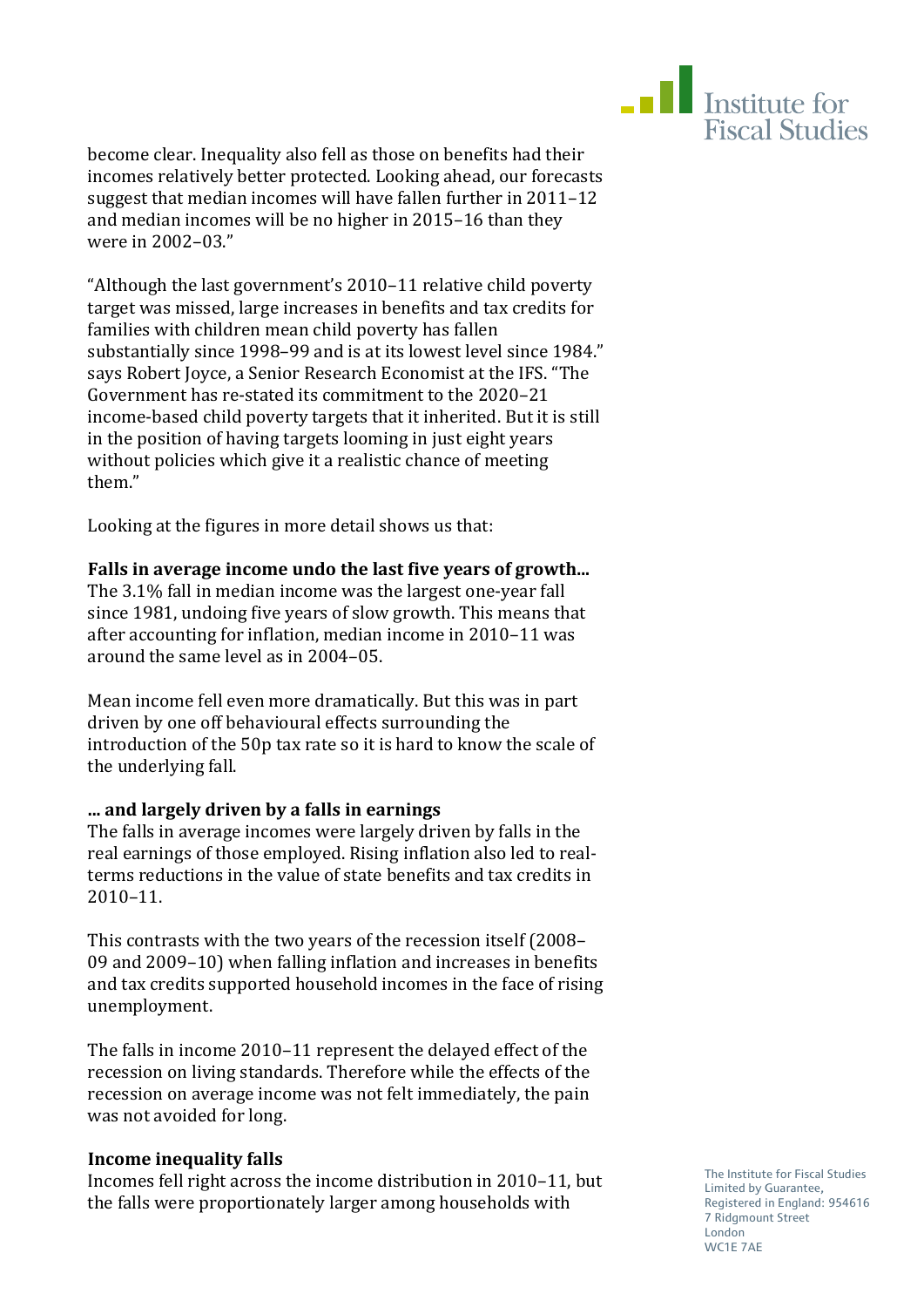become clear. Inequality also fell as those on benefits had their incomes relatively better protected. Looking ahead, our forecasts suggest that median incomes will have fallen further in 2011–12 and median incomes will be no higher in 2015–16 than they were in 2002–03."

"Although the last government's 2010–11 relative child poverty target was missed, large increases in benefits and tax credits for families with children mean child poverty has fallen substantially since 1998–99 and is at its lowest level since 1984." says Robert Joyce, a Senior Research Economist at the IFS. "The Government has re-stated its commitment to the 2020–21 income-based child poverty targets that it inherited. But it is still in the position of having targets looming in just eight years without policies which give it a realistic chance of meeting them."

Looking at the figures in more detail shows us that:

**Falls in average income undo the last five years of growth...**

The 3.1% fall in median income was the largest one-year fall since 1981, undoing five years of slow growth. This means that after accounting for inflation, median income in 2010–11 was around the same level as in 2004–05.

Mean income fell even more dramatically. But this was in part driven by one off behavioural effects surrounding the introduction of the 50p tax rate so it is hard to know the scale of the underlying fall.

**... and largely driven by a falls in earnings**

The falls in average incomes were largely driven by falls in the real earnings of those employed. Rising inflation also led to real-terms reductions in the value of state benefits and tax credits in 2010–11.

This contrasts with the two years of the recession itself (2008–09 and 2009–10) when falling inflation and increases in benefits and tax credits supported household incomes in the face of rising unemployment.

The falls in income 2010–11 represent the delayed effect of the recession on living standards. Therefore while the effects of the recession on average income was not felt immediately, the pain was not avoided for long.

**Income inequality falls**

Incomes fell right across the income distribution in 2010–11, but the falls were proportionately larger among households with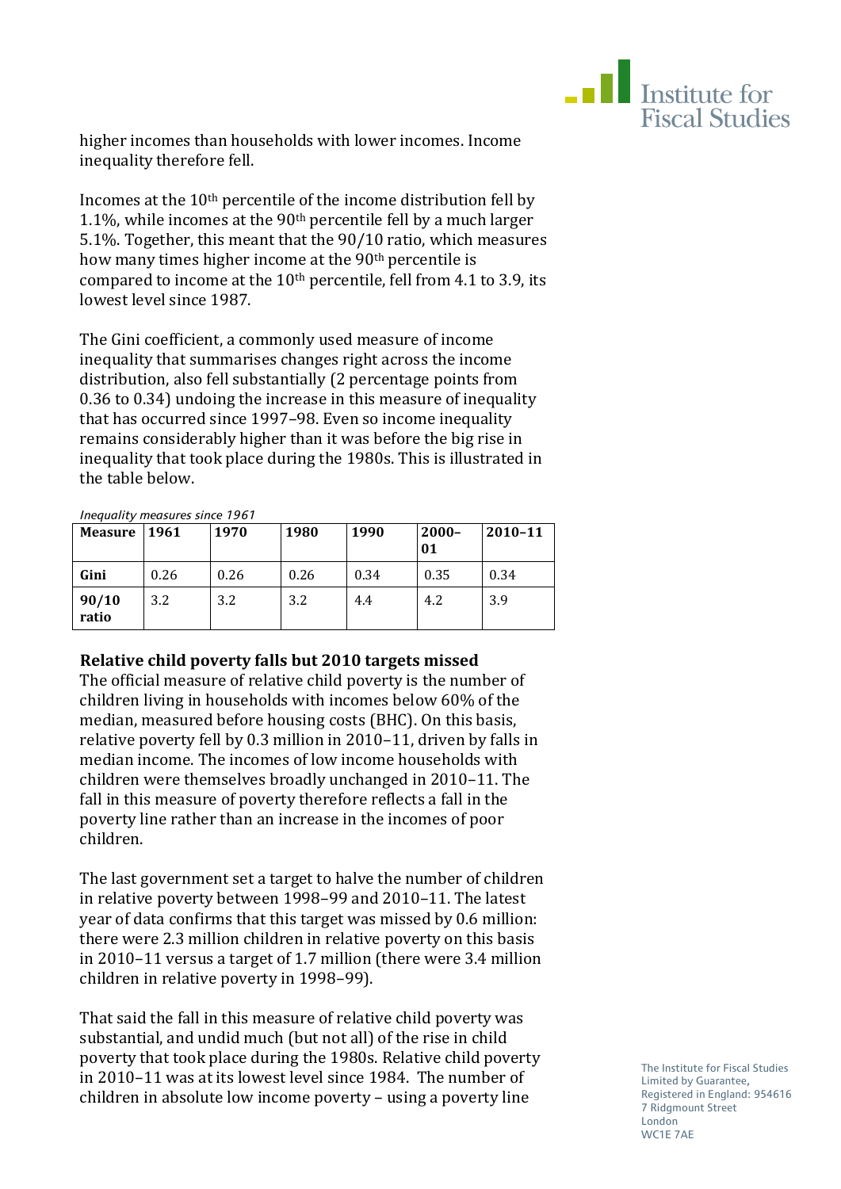higher incomes than households with lower incomes. Income inequality therefore fell.

Incomes at the 10th percentile of the income distribution fell by 1.1%, while incomes at the 90th percentile fell by a much larger 5.1%. Together, this meant that the 90/10 ratio, which measures how many times higher income at the 90th percentile is compared to income at the 10th percentile, fell from 4.1 to 3.9, its lowest level since 1987.

The Gini coefficient, a commonly used measure of income inequality that summarises changes right across the income distribution, also fell substantially (2 percentage points from 0.36 to 0.34) undoing the increase in this measure of inequality that has occurred since 1997–98. Even so income inequality remains considerably higher than it was before the big rise in inequality that took place during the 1980s. This is illustrated in the table below.

*Inequality measures since 1961*

| Measure | 1961 | 1970 | 1980 | 1990 | 2000–01 | 2010–11 |
|---|---|---|---|---|---|---|
| **Gini** | 0.26 | 0.26 | 0.26 | 0.34 | 0.35 | 0.34 |
| **90/10 ratio** | 3.2 | 3.2 | 3.2 | 4.4 | 4.2 | 3.9 |

**Relative child poverty falls but 2010 targets missed**

The official measure of relative child poverty is the number of children living in households with incomes below 60% of the median, measured before housing costs (BHC). On this basis, relative poverty fell by 0.3 million in 2010–11, driven by falls in median income. The incomes of low income households with children were themselves broadly unchanged in 2010–11. The fall in this measure of poverty therefore reflects a fall in the poverty line rather than an increase in the incomes of poor children.

The last government set a target to halve the number of children in relative poverty between 1998–99 and 2010–11. The latest year of data confirms that this target was missed by 0.6 million: there were 2.3 million children in relative poverty on this basis in 2010–11 versus a target of 1.7 million (there were 3.4 million children in relative poverty in 1998–99).

That said the fall in this measure of relative child poverty was substantial, and undid much (but not all) of the rise in child poverty that took place during the 1980s. Relative child poverty in 2010–11 was at its lowest level since 1984. The number of children in absolute low income poverty – using a poverty line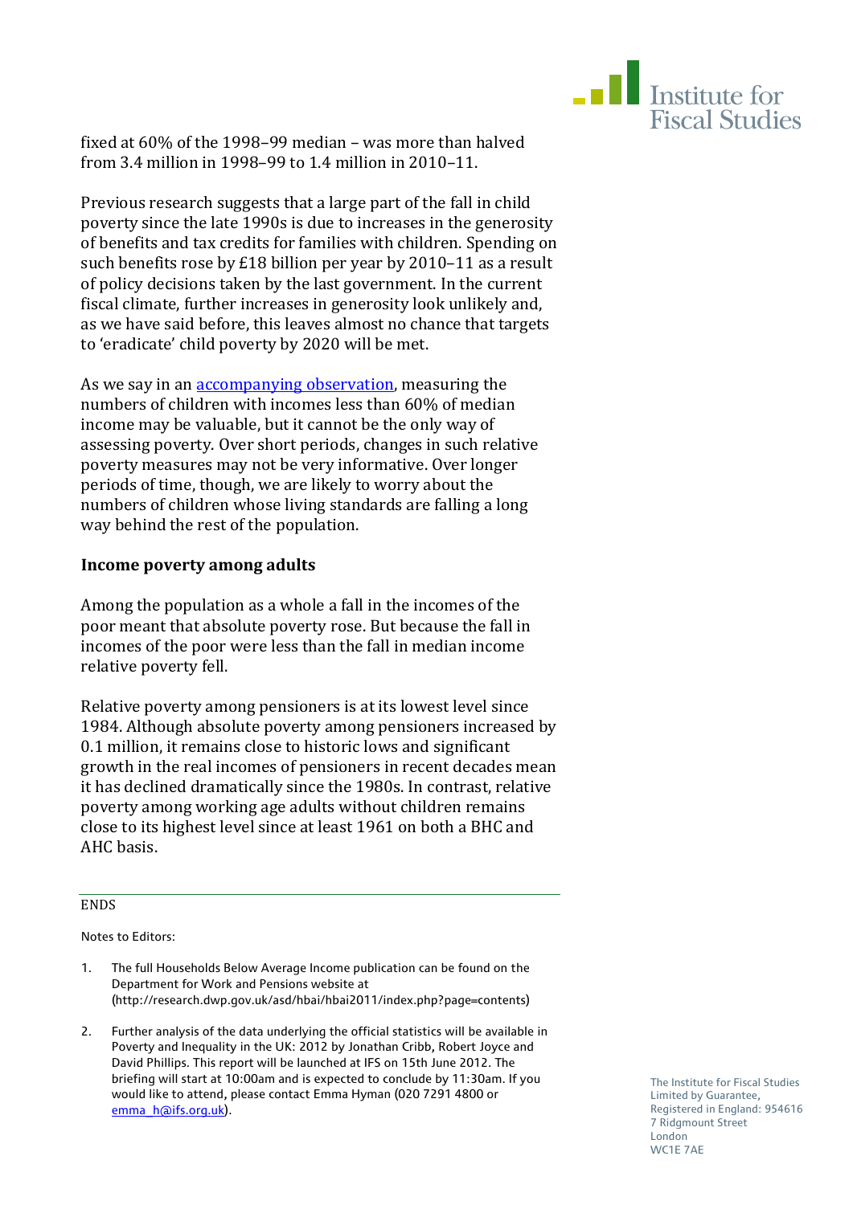fixed at 60% of the 1998–99 median – was more than halved from 3.4 million in 1998–99 to 1.4 million in 2010–11.

Previous research suggests that a large part of the fall in child poverty since the late 1990s is due to increases in the generosity of benefits and tax credits for families with children. Spending on such benefits rose by £18 billion per year by 2010–11 as a result of policy decisions taken by the last government. In the current fiscal climate, further increases in generosity look unlikely and, as we have said before, this leaves almost no chance that targets to 'eradicate' child poverty by 2020 will be met.

As we say in an [accompanying observation](), measuring the numbers of children with incomes less than 60% of median income may be valuable, but it cannot be the only way of assessing poverty. Over short periods, changes in such relative poverty measures may not be very informative. Over longer periods of time, though, we are likely to worry about the numbers of children whose living standards are falling a long way behind the rest of the population.

**Income poverty among adults**

Among the population as a whole a fall in the incomes of the poor meant that absolute poverty rose. But because the fall in incomes of the poor were less than the fall in median income relative poverty fell.

Relative poverty among pensioners is at its lowest level since 1984. Although absolute poverty among pensioners increased by 0.1 million, it remains close to historic lows and significant growth in the real incomes of pensioners in recent decades mean it has declined dramatically since the 1980s. In contrast, relative poverty among working age adults without children remains close to its highest level since at least 1961 on both a BHC and AHC basis.

---

ENDS

Notes to Editors:

1. The full Households Below Average Income publication can be found on the Department for Work and Pensions website at (http://research.dwp.gov.uk/asd/hbai/hbai2011/index.php?page=contents)

2. Further analysis of the data underlying the official statistics will be available in Poverty and Inequality in the UK: 2012 by Jonathan Cribb, Robert Joyce and David Phillips. This report will be launched at IFS on 15th June 2012. The briefing will start at 10:00am and is expected to conclude by 11:30am. If you would like to attend, please contact Emma Hyman (020 7291 4800 or emma_h@ifs.org.uk).

The Institute for Fiscal Studies Limited by Guarantee, Registered in England: 954616 7 Ridgmount Street London WC1E 7AE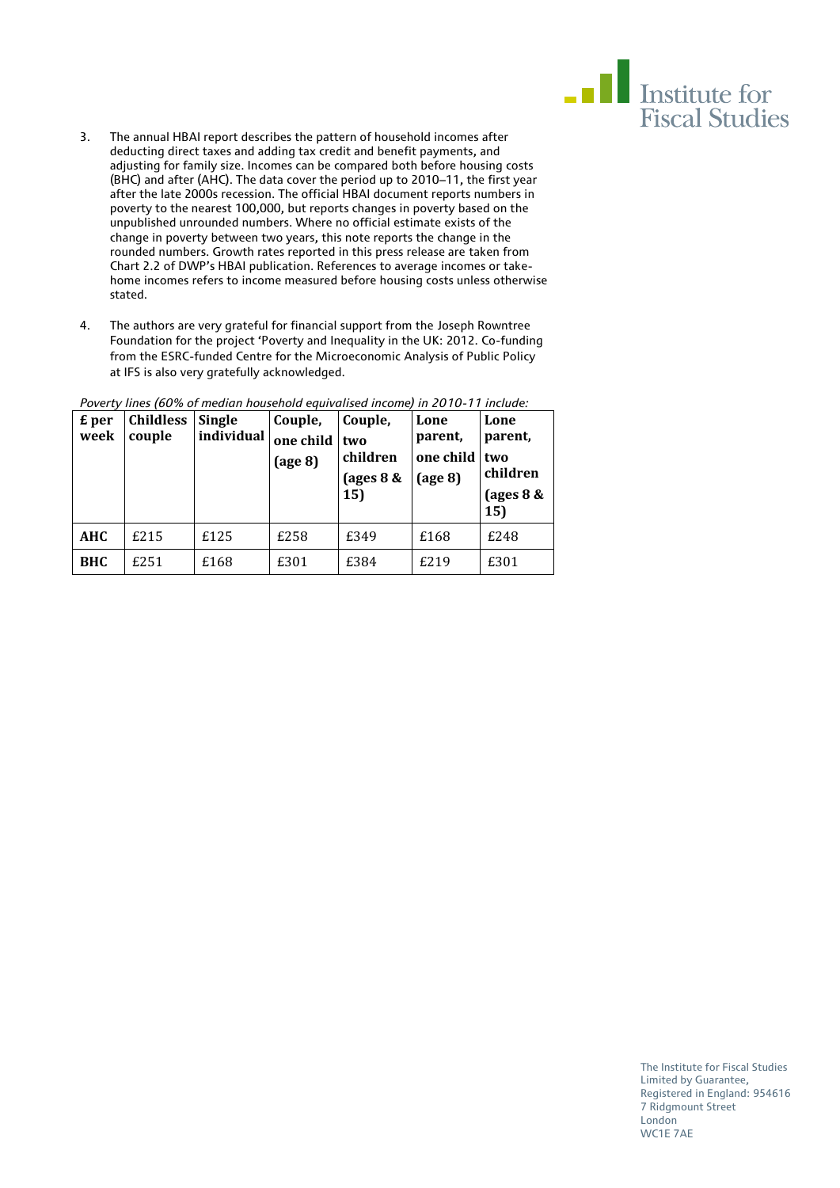3. The annual HBAI report describes the pattern of household incomes after deducting direct taxes and adding tax credit and benefit payments, and adjusting for family size. Incomes can be compared both before housing costs (BHC) and after (AHC). The data cover the period up to 2010–11, the first year after the late 2000s recession. The official HBAI document reports numbers in poverty to the nearest 100,000, but reports changes in poverty based on the unpublished unrounded numbers. Where no official estimate exists of the change in poverty between two years, this note reports the change in the rounded numbers. Growth rates reported in this press release are taken from Chart 2.2 of DWP's HBAI publication. References to average incomes or take-home incomes refers to income measured before housing costs unless otherwise stated.

4. The authors are very grateful for financial support from the Joseph Rowntree Foundation for the project 'Poverty and Inequality in the UK: 2012. Co-funding from the ESRC-funded Centre for the Microeconomic Analysis of Public Policy at IFS is also very gratefully acknowledged.

*Poverty lines (60% of median household equivalised income) in 2010-11 include:*

| £ per week | Childless couple | Single individual | Couple, one child (age 8) | Couple, two children (ages 8 & 15) | Lone parent, one child (age 8) | Lone parent, two children (ages 8 & 15) |
|---|---|---|---|---|---|---|
| **AHC** | £215 | £125 | £258 | £349 | £168 | £248 |
| **BHC** | £251 | £168 | £301 | £384 | £219 | £301 |

The Institute for Fiscal Studies
Limited by Guarantee,
Registered in England: 954616
7 Ridgmount Street
London
WC1E 7AE